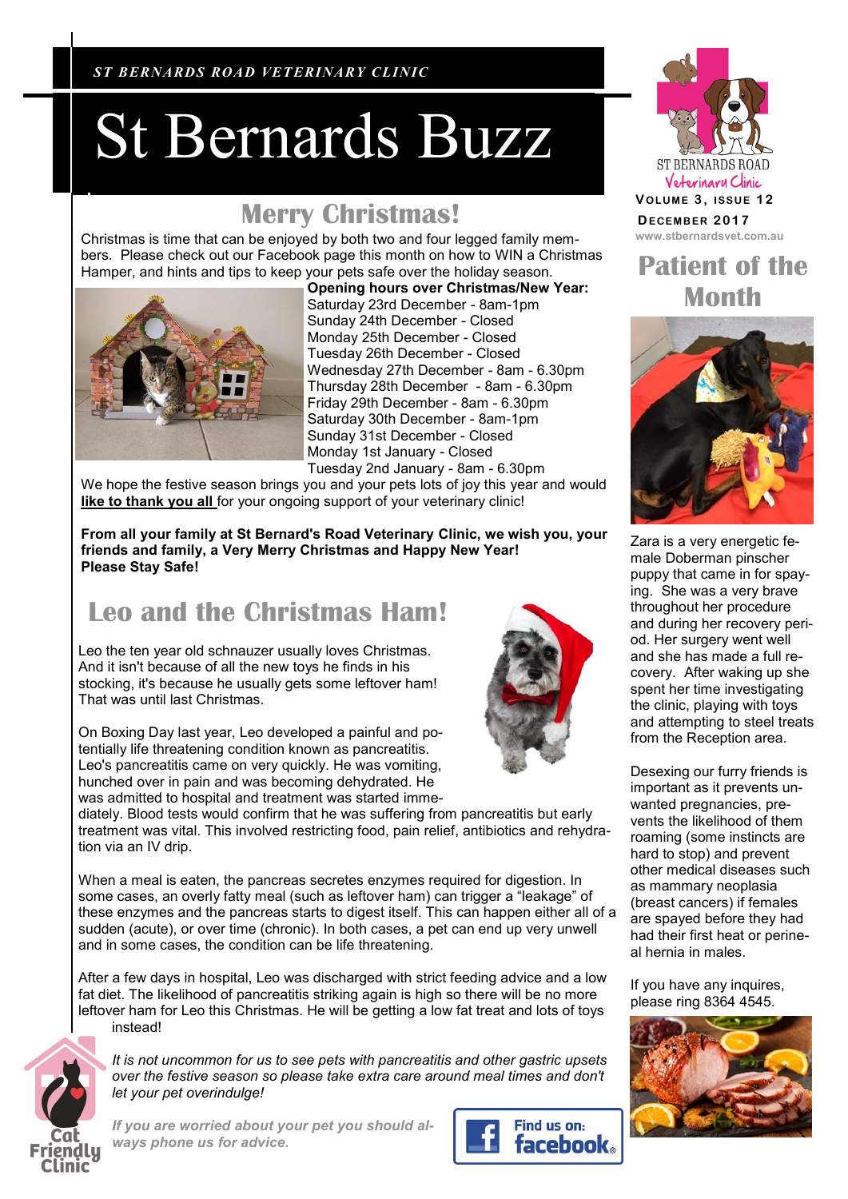*ST BERNARDS ROAD VETERINARY CLINIC*

# St Bernards Buzz

**Volume 3, Issue 12**

**December 2017**

www.stbernardsvet.com.au

## Merry Christmas!

Christmas is time that can be enjoyed by both two and four legged family members. Please check out our Facebook page this month on how to WIN a Christmas Hamper, and hints and tips to keep your pets safe over the holiday season.

**Opening hours over Christmas/New Year:**
Saturday 23rd December - 8am-1pm
Sunday 24th December - Closed
Monday 25th December - Closed
Tuesday 26th December - Closed
Wednesday 27th December - 8am - 6.30pm
Thursday 28th December - 8am - 6.30pm
Friday 29th December - 8am - 6.30pm
Saturday 30th December - 8am-1pm
Sunday 31st December - Closed
Monday 1st January - Closed
Tuesday 2nd January - 8am - 6.30pm

We hope the festive season brings you and your pets lots of joy this year and would **like to thank you all** for your ongoing support of your veterinary clinic!

**From all your family at St Bernard's Road Veterinary Clinic, we wish you, your friends and family, a Very Merry Christmas and Happy New Year! Please Stay Safe!**

## Leo and the Christmas Ham!

Leo the ten year old schnauzer usually loves Christmas. And it isn't because of all the new toys he finds in his stocking, it's because he usually gets some leftover ham! That was until last Christmas.

On Boxing Day last year, Leo developed a painful and potentially life threatening condition known as pancreatitis. Leo's pancreatitis came on very quickly. He was vomiting, hunched over in pain and was becoming dehydrated. He was admitted to hospital and treatment was started immediately. Blood tests would confirm that he was suffering from pancreatitis but early treatment was vital. This involved restricting food, pain relief, antibiotics and rehydration via an IV drip.

When a meal is eaten, the pancreas secretes enzymes required for digestion. In some cases, an overly fatty meal (such as leftover ham) can trigger a "leakage" of these enzymes and the pancreas starts to digest itself. This can happen either all of a sudden (acute), or over time (chronic). In both cases, a pet can end up very unwell and in some cases, the condition can be life threatening.

After a few days in hospital, Leo was discharged with strict feeding advice and a low fat diet. The likelihood of pancreatitis striking again is high so there will be no more leftover ham for Leo this Christmas. He will be getting a low fat treat and lots of toys instead!

*It is not uncommon for us to see pets with pancreatitis and other gastric upsets over the festive season so please take extra care around meal times and don't let your pet overindulge!*

***If you are worried about your pet you should always phone us for advice.***

Find us on: facebook

## Patient of the Month

Zara is a very energetic female Doberman pinscher puppy that came in for spaying. She was a very brave throughout her procedure and during her recovery period. Her surgery went well and she has made a full recovery. After waking up she spent her time investigating the clinic, playing with toys and attempting to steel treats from the Reception area.

Desexing our furry friends is important as it prevents unwanted pregnancies, prevents the likelihood of them roaming (some instincts are hard to stop) and prevent other medical diseases such as mammary neoplasia (breast cancers) if females are spayed before they had had their first heat or perineal hernia in males.

If you have any inquires, please ring 8364 4545.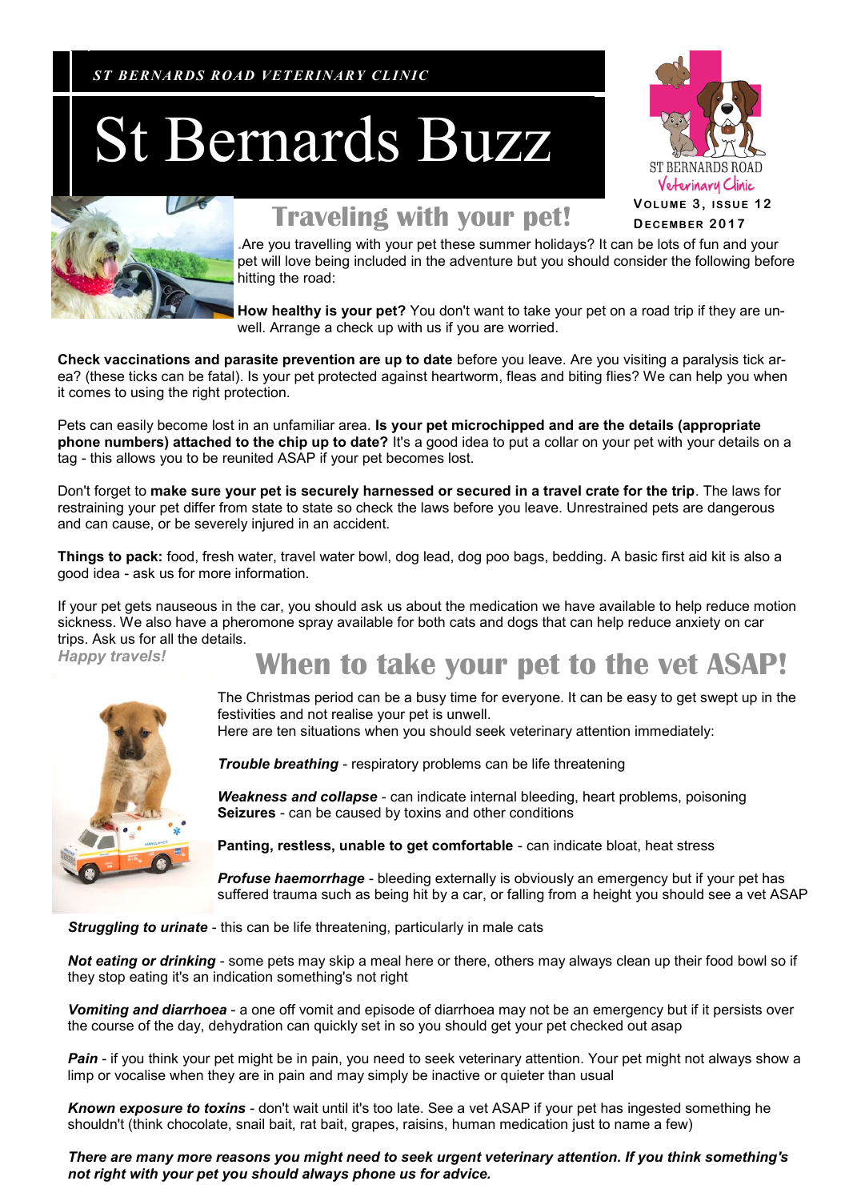ST BERNARDS ROAD VETERINARY CLINIC

# St Bernards Buzz

## Traveling with your pet!

Are you travelling with your pet these summer holidays? It can be lots of fun and your pet will love being included in the adventure but you should consider the following before hitting the road:

**How healthy is your pet?** You don't want to take your pet on a road trip if they are unwell. Arrange a check up with us if you are worried.

**Check vaccinations and parasite prevention are up to date** before you leave. Are you visiting a paralysis tick area? (these ticks can be fatal). Is your pet protected against heartworm, fleas and biting flies? We can help you when it comes to using the right protection.

Pets can easily become lost in an unfamiliar area. **Is your pet microchipped and are the details (appropriate phone numbers) attached to the chip up to date?** It's a good idea to put a collar on your pet with your details on a tag - this allows you to be reunited ASAP if your pet becomes lost.

Don't forget to **make sure your pet is securely harnessed or secured in a travel crate for the trip**. The laws for restraining your pet differ from state to state so check the laws before you leave. Unrestrained pets are dangerous and can cause, or be severely injured in an accident.

**Things to pack:** food, fresh water, travel water bowl, dog lead, dog poo bags, bedding. A basic first aid kit is also a good idea - ask us for more information.

If your pet gets nauseous in the car, you should ask us about the medication we have available to help reduce motion sickness. We also have a pheromone spray available for both cats and dogs that can help reduce anxiety on car trips. Ask us for all the details.

***Happy travels!***

## When to take your pet to the vet ASAP!

The Christmas period can be a busy time for everyone. It can be easy to get swept up in the festivities and not realise your pet is unwell.
Here are ten situations when you should seek veterinary attention immediately:

***Trouble breathing*** - respiratory problems can be life threatening

***Weakness and collapse*** - can indicate internal bleeding, heart problems, poisoning
**Seizures** - can be caused by toxins and other conditions

**Panting, restless, unable to get comfortable** - can indicate bloat, heat stress

***Profuse haemorrhage*** - bleeding externally is obviously an emergency but if your pet has suffered trauma such as being hit by a car, or falling from a height you should see a vet ASAP

***Struggling to urinate*** - this can be life threatening, particularly in male cats

***Not eating or drinking*** - some pets may skip a meal here or there, others may always clean up their food bowl so if they stop eating it's an indication something's not right

***Vomiting and diarrhoea*** - a one off vomit and episode of diarrhoea may not be an emergency but if it persists over the course of the day, dehydration can quickly set in so you should get your pet checked out asap

***Pain*** - if you think your pet might be in pain, you need to seek veterinary attention. Your pet might not always show a limp or vocalise when they are in pain and may simply be inactive or quieter than usual

***Known exposure to toxins*** - don't wait until it's too late. See a vet ASAP if your pet has ingested something he shouldn't (think chocolate, snail bait, rat bait, grapes, raisins, human medication just to name a few)

***There are many more reasons you might need to seek urgent veterinary attention. If you think something's not right with your pet you should always phone us for advice.***